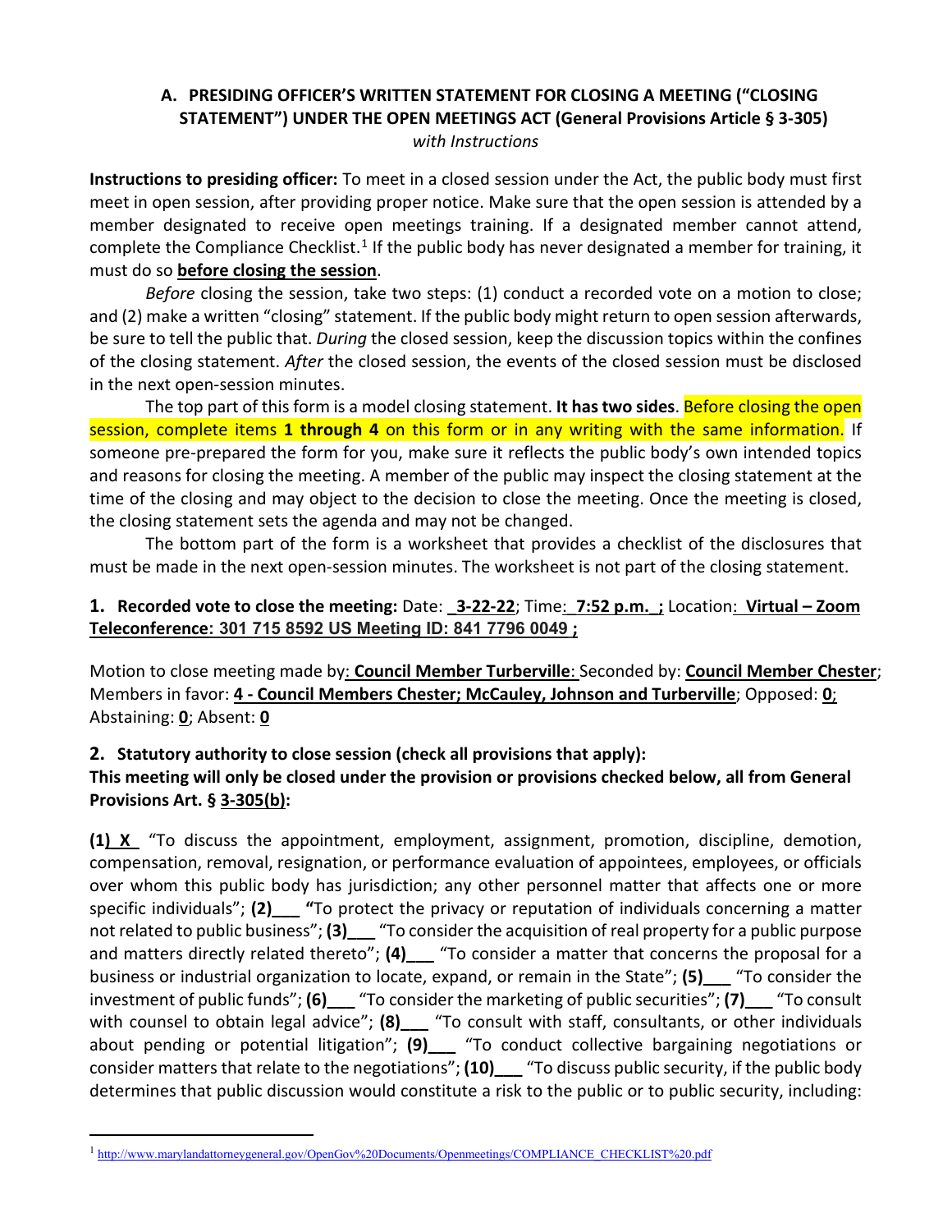## A. PRESIDING OFFICER'S WRITTEN STATEMENT FOR CLOSING A MEETING ("CLOSING STATEMENT") UNDER THE OPEN MEETINGS ACT (General Provisions Article § 3-305)

*with Instructions*

**Instructions to presiding officer:** To meet in a closed session under the Act, the public body must first meet in open session, after providing proper notice. Make sure that the open session is attended by a member designated to receive open meetings training. If a designated member cannot attend, complete the Compliance Checklist.[1] If the public body has never designated a member for training, it must do so **before closing the session**.

*Before* closing the session, take two steps: (1) conduct a recorded vote on a motion to close; and (2) make a written "closing" statement. If the public body might return to open session afterwards, be sure to tell the public that. *During* the closed session, keep the discussion topics within the confines of the closing statement. *After* the closed session, the events of the closed session must be disclosed in the next open-session minutes.

The top part of this form is a model closing statement. **It has two sides**. Before closing the open session, complete items **1 through 4** on this form or in any writing with the same information. If someone pre-prepared the form for you, make sure it reflects the public body's own intended topics and reasons for closing the meeting. A member of the public may inspect the closing statement at the time of the closing and may object to the decision to close the meeting. Once the meeting is closed, the closing statement sets the agenda and may not be changed.

The bottom part of the form is a worksheet that provides a checklist of the disclosures that must be made in the next open-session minutes. The worksheet is not part of the closing statement.

### 1. Recorded vote to close the meeting:

Date: **3-22-22**; Time: **7:52 p.m.;** Location: **Virtual – Zoom Teleconference: 301 715 8592 US Meeting ID: 841 7796 0049 ;**

Motion to close meeting made by: **Council Member Turberville**: Seconded by: **Council Member Chester**; Members in favor: **4 - Council Members Chester; McCauley, Johnson and Turberville**; Opposed: **0**; Abstaining: **0**; Absent: **0**

### 2. Statutory authority to close session (check all provisions that apply):

**This meeting will only be closed under the provision or provisions checked below, all from General Provisions Art. § 3-305(b):**

**(1) X** "To discuss the appointment, employment, assignment, promotion, discipline, demotion, compensation, removal, resignation, or performance evaluation of appointees, employees, or officials over whom this public body has jurisdiction; any other personnel matter that affects one or more specific individuals"; **(2)___** "To protect the privacy or reputation of individuals concerning a matter not related to public business"; **(3)___** "To consider the acquisition of real property for a public purpose and matters directly related thereto"; **(4)___** "To consider a matter that concerns the proposal for a business or industrial organization to locate, expand, or remain in the State"; **(5)___** "To consider the investment of public funds"; **(6)___** "To consider the marketing of public securities"; **(7)___** "To consult with counsel to obtain legal advice"; **(8)___** "To consult with staff, consultants, or other individuals about pending or potential litigation"; **(9)___** "To conduct collective bargaining negotiations or consider matters that relate to the negotiations"; **(10)___** "To discuss public security, if the public body determines that public discussion would constitute a risk to the public or to public security, including:

---

[1] http://www.marylandattorneygeneral.gov/OpenGov%20Documents/Openmeetings/COMPLIANCE_CHECKLIST%20.pdf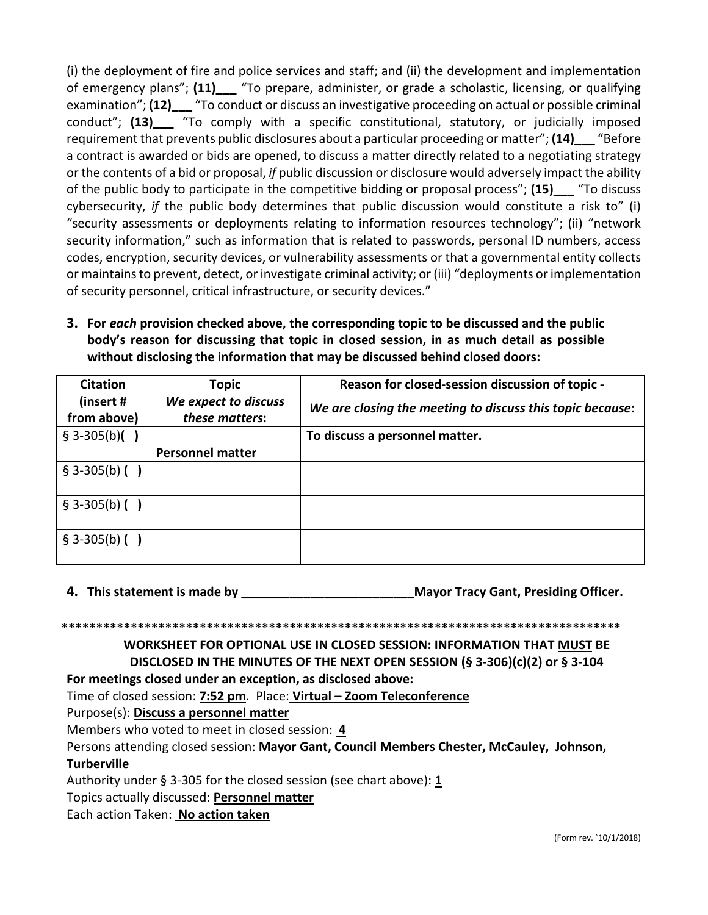(i) the deployment of fire and police services and staff; and (ii) the development and implementation of emergency plans"; **(11)___** "To prepare, administer, or grade a scholastic, licensing, or qualifying examination"; **(12)___** "To conduct or discuss an investigative proceeding on actual or possible criminal conduct"; **(13)___** "To comply with a specific constitutional, statutory, or judicially imposed requirement that prevents public disclosures about a particular proceeding or matter"; **(14)___** "Before a contract is awarded or bids are opened, to discuss a matter directly related to a negotiating strategy or the contents of a bid or proposal, *if* public discussion or disclosure would adversely impact the ability of the public body to participate in the competitive bidding or proposal process"; **(15)___** "To discuss cybersecurity, *if* the public body determines that public discussion would constitute a risk to" (i) "security assessments or deployments relating to information resources technology"; (ii) "network security information," such as information that is related to passwords, personal ID numbers, access codes, encryption, security devices, or vulnerability assessments or that a governmental entity collects or maintains to prevent, detect, or investigate criminal activity; or (iii) "deployments or implementation of security personnel, critical infrastructure, or security devices."

**3. For *each* provision checked above, the corresponding topic to be discussed and the public body's reason for discussing that topic in closed session, in as much detail as possible without disclosing the information that may be discussed behind closed doors:**

| **Citation (insert # from above)** | **Topic** *We expect to discuss these matters:* | **Reason for closed-session discussion of topic -** *We are closing the meeting to discuss this topic because:* |
|---|---|---|
| § 3-305(b)**( )** | **Personnel matter** | **To discuss a personnel matter.** |
| § 3-305(b) **( )** | | |
| § 3-305(b) **( )** | | |
| § 3-305(b) **( )** | | |

**4. This statement is made by _________________________Mayor Tracy Gant, Presiding Officer.**

**************************************************************************************

**WORKSHEET FOR OPTIONAL USE IN CLOSED SESSION: INFORMATION THAT <u>MUST</u> BE DISCLOSED IN THE MINUTES OF THE NEXT OPEN SESSION (§ 3-306)(c)(2) or § 3-104**

**For meetings closed under an exception, as disclosed above:**

Time of closed session: **<u>7:52 pm</u>**. Place: **<u>Virtual – Zoom Teleconference</u>**

Purpose(s): **<u>Discuss a personnel matter</u>**

Members who voted to meet in closed session: **<u>4</u>**

Persons attending closed session: **<u>Mayor Gant, Council Members Chester, McCauley, Johnson, Turberville</u>**

Authority under § 3-305 for the closed session (see chart above): **<u>1</u>**

Topics actually discussed: **<u>Personnel matter</u>**

Each action Taken: **<u>No action taken</u>**

(Form rev. `10/1/2018)